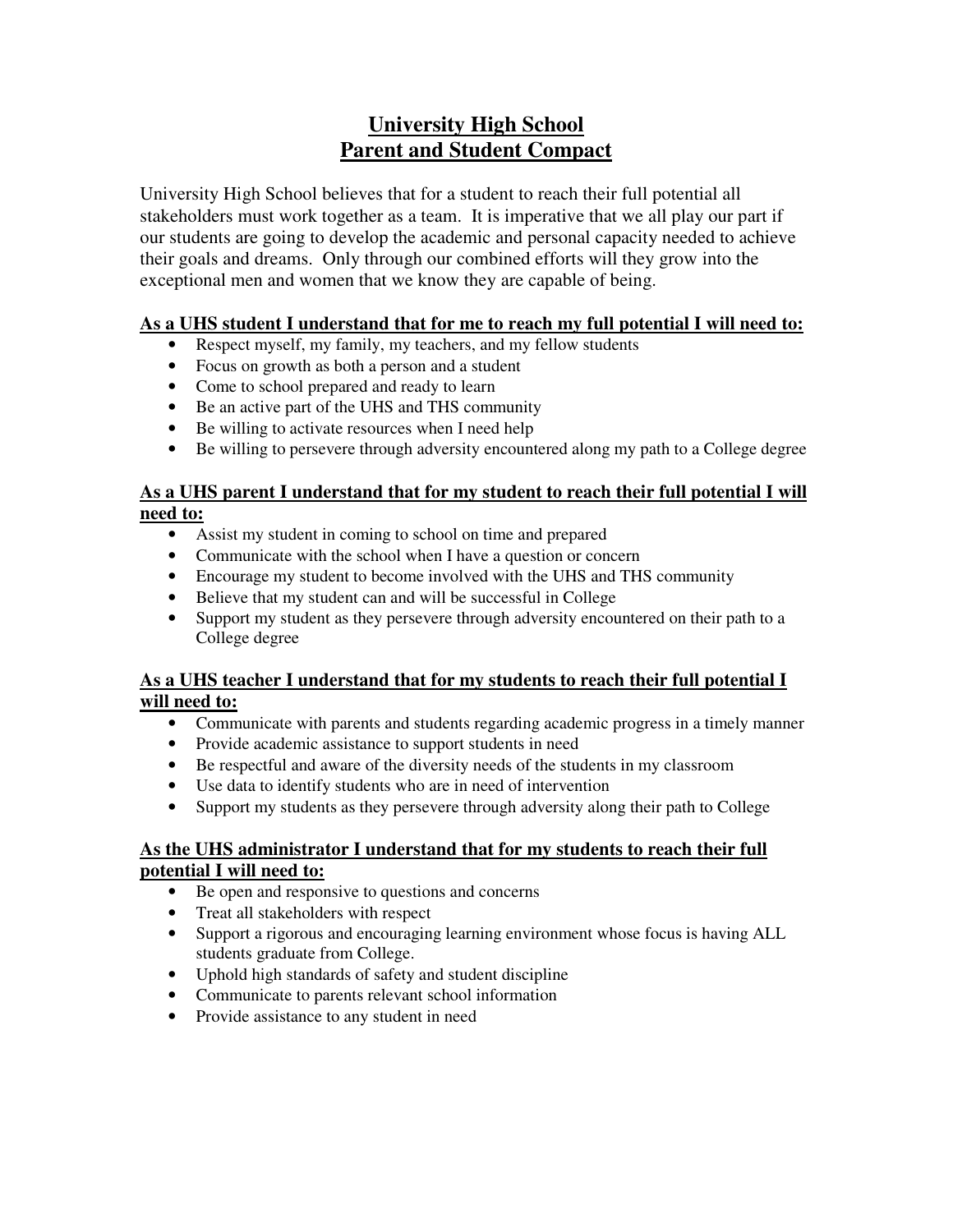# University High School
# Parent and Student Compact

University High School believes that for a student to reach their full potential all stakeholders must work together as a team. It is imperative that we all play our part if our students are going to develop the academic and personal capacity needed to achieve their goals and dreams. Only through our combined efforts will they grow into the exceptional men and women that we know they are capable of being.

### As a UHS student I understand that for me to reach my full potential I will need to:

- Respect myself, my family, my teachers, and my fellow students
- Focus on growth as both a person and a student
- Come to school prepared and ready to learn
- Be an active part of the UHS and THS community
- Be willing to activate resources when I need help
- Be willing to persevere through adversity encountered along my path to a College degree

### As a UHS parent I understand that for my student to reach their full potential I will need to:

- Assist my student in coming to school on time and prepared
- Communicate with the school when I have a question or concern
- Encourage my student to become involved with the UHS and THS community
- Believe that my student can and will be successful in College
- Support my student as they persevere through adversity encountered on their path to a College degree

### As a UHS teacher I understand that for my students to reach their full potential I will need to:

- Communicate with parents and students regarding academic progress in a timely manner
- Provide academic assistance to support students in need
- Be respectful and aware of the diversity needs of the students in my classroom
- Use data to identify students who are in need of intervention
- Support my students as they persevere through adversity along their path to College

### As the UHS administrator I understand that for my students to reach their full potential I will need to:

- Be open and responsive to questions and concerns
- Treat all stakeholders with respect
- Support a rigorous and encouraging learning environment whose focus is having ALL students graduate from College.
- Uphold high standards of safety and student discipline
- Communicate to parents relevant school information
- Provide assistance to any student in need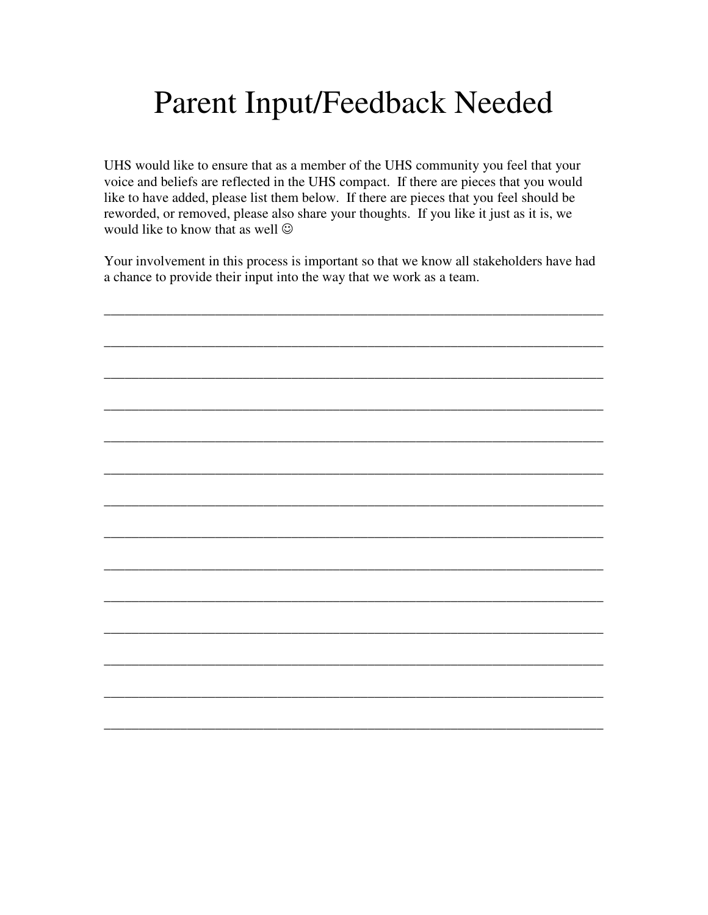# Parent Input/Feedback Needed

UHS would like to ensure that as a member of the UHS community you feel that your voice and beliefs are reflected in the UHS compact. If there are pieces that you would like to have added, please list them below. If there are pieces that you feel should be reworded, or removed, please also share your thoughts. If you like it just as it is, we would like to know that as well ☺

Your involvement in this process is important so that we know all stakeholders have had a chance to provide their input into the way that we work as a team.

______________________________________________________________________

______________________________________________________________________

______________________________________________________________________

______________________________________________________________________

______________________________________________________________________

______________________________________________________________________

______________________________________________________________________

______________________________________________________________________

______________________________________________________________________

______________________________________________________________________

______________________________________________________________________

______________________________________________________________________

______________________________________________________________________

______________________________________________________________________